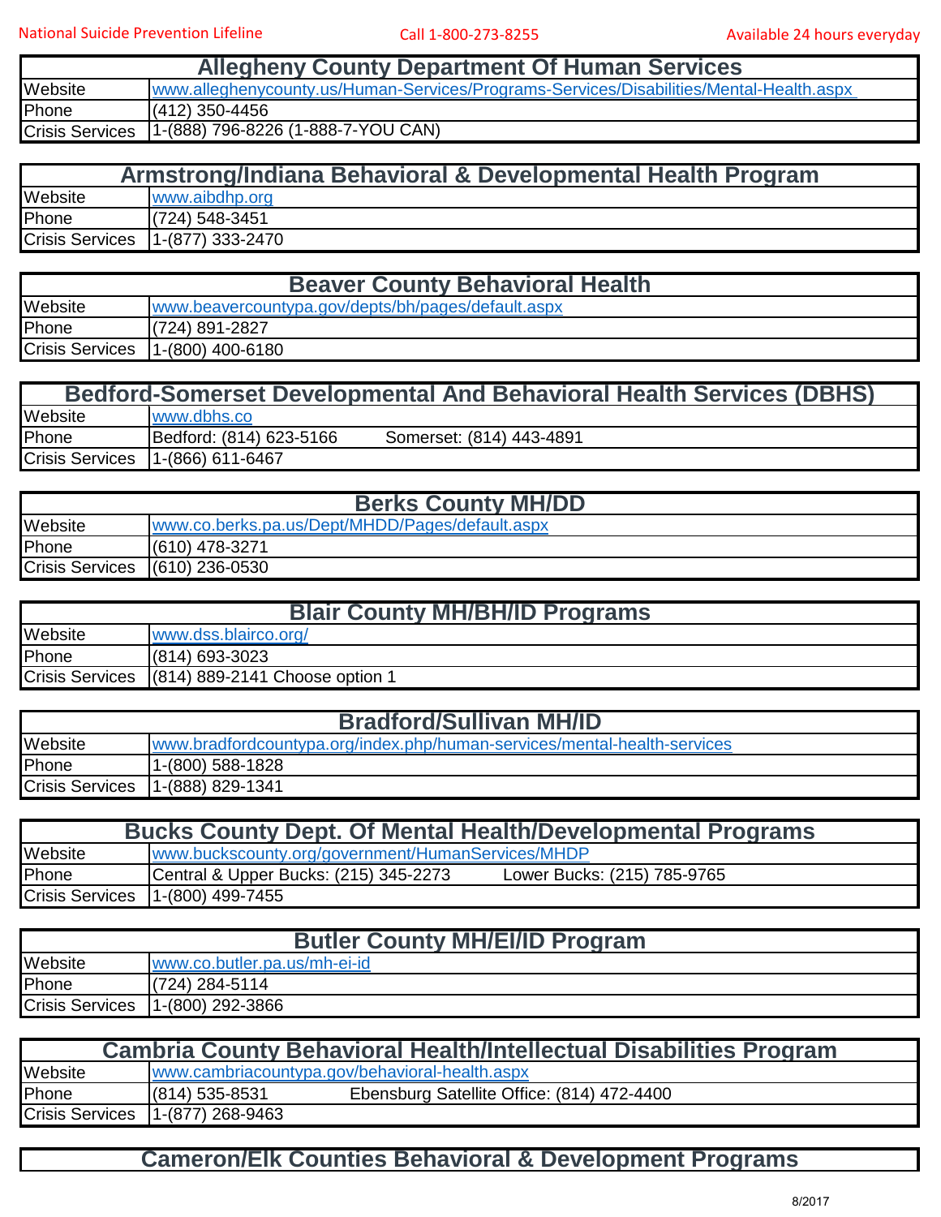National Suicide Prevention Lifeline　　Call 1-800-273-8255　　Available 24 hours everyday

| Allegheny County Department Of Human Services | |
|---|---|
| Website | www.alleghenycounty.us/Human-Services/Programs-Services/Disabilities/Mental-Health.aspx |
| Phone | (412) 350-4456 |
| Crisis Services | 1-(888) 796-8226 (1-888-7-YOU CAN) |

| Armstrong/Indiana Behavioral & Developmental Health Program | |
|---|---|
| Website | www.aibdhp.org |
| Phone | (724) 548-3451 |
| Crisis Services | 1-(877) 333-2470 |

| Beaver County Behavioral Health | |
|---|---|
| Website | www.beavercountypa.gov/depts/bh/pages/default.aspx |
| Phone | (724) 891-2827 |
| Crisis Services | 1-(800) 400-6180 |

| Bedford-Somerset Developmental And Behavioral Health Services (DBHS) | |
|---|---|
| Website | www.dbhs.co |
| Phone | Bedford: (814) 623-5166　　Somerset: (814) 443-4891 |
| Crisis Services | 1-(866) 611-6467 |

| Berks County MH/DD | |
|---|---|
| Website | www.co.berks.pa.us/Dept/MHDD/Pages/default.aspx |
| Phone | (610) 478-3271 |
| Crisis Services | (610) 236-0530 |

| Blair County MH/BH/ID Programs | |
|---|---|
| Website | www.dss.blairco.org/ |
| Phone | (814) 693-3023 |
| Crisis Services | (814) 889-2141 Choose option 1 |

| Bradford/Sullivan MH/ID | |
|---|---|
| Website | www.bradfordcountypa.org/index.php/human-services/mental-health-services |
| Phone | 1-(800) 588-1828 |
| Crisis Services | 1-(888) 829-1341 |

| Bucks County Dept. Of Mental Health/Developmental Programs | |
|---|---|
| Website | www.buckscounty.org/government/HumanServices/MHDP |
| Phone | Central & Upper Bucks: (215) 345-2273　　Lower Bucks: (215) 785-9765 |
| Crisis Services | 1-(800) 499-7455 |

| Butler County MH/EI/ID Program | |
|---|---|
| Website | www.co.butler.pa.us/mh-ei-id |
| Phone | (724) 284-5114 |
| Crisis Services | 1-(800) 292-3866 |

| Cambria County Behavioral Health/Intellectual Disabilities Program | |
|---|---|
| Website | www.cambriacountypa.gov/behavioral-health.aspx |
| Phone | (814) 535-8531　　Ebensburg Satellite Office: (814) 472-4400 |
| Crisis Services | 1-(877) 268-9463 |

| Cameron/Elk Counties Behavioral & Development Programs |
|---|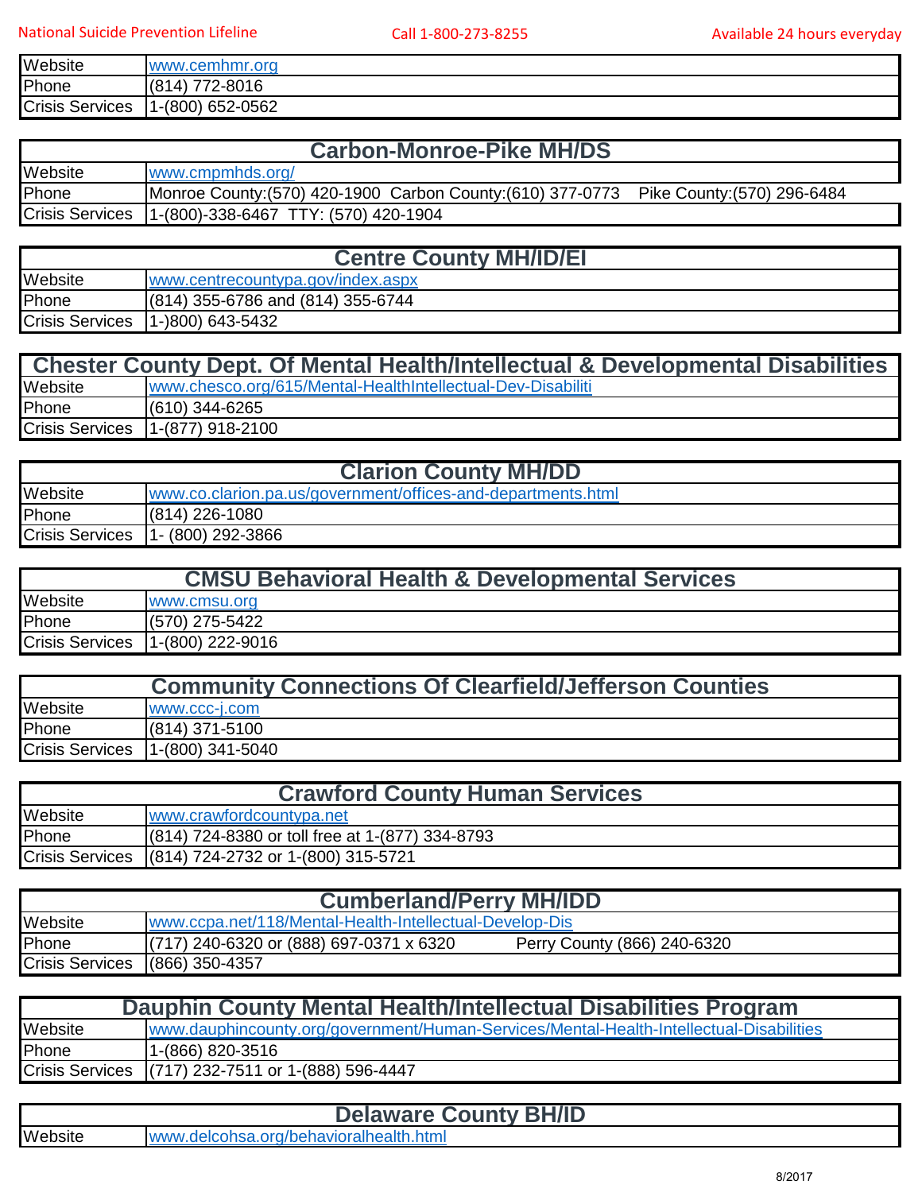| | |
|---|---|
| Website | www.cemhmr.org |
| Phone | (814) 772-8016 |
| Crisis Services | 1-(800) 652-0562 |

| Carbon-Monroe-Pike MH/DS | |
|---|---|
| Website | www.cmpmhds.org/ |
| Phone | Monroe County:(570) 420-1900 Carbon County:(610) 377-0773 Pike County:(570) 296-6484 |
| Crisis Services | 1-(800)-338-6467 TTY: (570) 420-1904 |

| Centre County MH/ID/EI | |
|---|---|
| Website | www.centrecountypa.gov/index.aspx |
| Phone | (814) 355-6786 and (814) 355-6744 |
| Crisis Services | 1-)800) 643-5432 |

| Chester County Dept. Of Mental Health/Intellectual & Developmental Disabilities | |
|---|---|
| Website | www.chesco.org/615/Mental-HealthIntellectual-Dev-Disabiliti |
| Phone | (610) 344-6265 |
| Crisis Services | 1-(877) 918-2100 |

| Clarion County MH/DD | |
|---|---|
| Website | www.co.clarion.pa.us/government/offices-and-departments.html |
| Phone | (814) 226-1080 |
| Crisis Services | 1- (800) 292-3866 |

| CMSU Behavioral Health & Developmental Services | |
|---|---|
| Website | www.cmsu.org |
| Phone | (570) 275-5422 |
| Crisis Services | 1-(800) 222-9016 |

| Community Connections Of Clearfield/Jefferson Counties | |
|---|---|
| Website | www.ccc-j.com |
| Phone | (814) 371-5100 |
| Crisis Services | 1-(800) 341-5040 |

| Crawford County Human Services | |
|---|---|
| Website | www.crawfordcountypa.net |
| Phone | (814) 724-8380 or toll free at 1-(877) 334-8793 |
| Crisis Services | (814) 724-2732 or 1-(800) 315-5721 |

| Cumberland/Perry MH/IDD | |
|---|---|
| Website | www.ccpa.net/118/Mental-Health-Intellectual-Develop-Dis |
| Phone | (717) 240-6320 or (888) 697-0371 x 6320 Perry County (866) 240-6320 |
| Crisis Services | (866) 350-4357 |

| Dauphin County Mental Health/Intellectual Disabilities Program | |
|---|---|
| Website | www.dauphincounty.org/government/Human-Services/Mental-Health-Intellectual-Disabilities |
| Phone | 1-(866) 820-3516 |
| Crisis Services | (717) 232-7511 or 1-(888) 596-4447 |

| Delaware County BH/ID | |
|---|---|
| Website | www.delcohsa.org/behavioralhealth.html |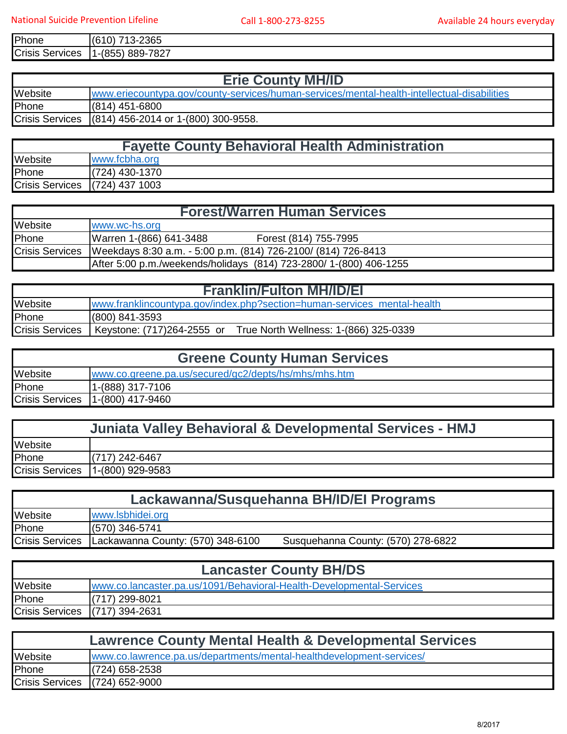| | |
|---|---|
| Phone | (610) 713-2365 |
| Crisis Services | 1-(855) 889-7827 |

| Erie County MH/ID | |
|---|---|
| Website | www.eriecountypa.gov/county-services/human-services/mental-health-intellectual-disabilities |
| Phone | (814) 451-6800 |
| Crisis Services | (814) 456-2014 or 1-(800) 300-9558. |

| Fayette County Behavioral Health Administration | |
|---|---|
| Website | www.fcbha.org |
| Phone | (724) 430-1370 |
| Crisis Services | (724) 437 1003 |

| Forest/Warren Human Services | |
|---|---|
| Website | www.wc-hs.org |
| Phone | Warren 1-(866) 641-3488 Forest (814) 755-7995 |
| Crisis Services | Weekdays 8:30 a.m. - 5:00 p.m. (814) 726-2100/ (814) 726-8413 |
| | After 5:00 p.m./weekends/holidays (814) 723-2800/ 1-(800) 406-1255 |

| Franklin/Fulton MH/ID/EI | |
|---|---|
| Website | www.franklincountypa.gov/index.php?section=human-services_mental-health |
| Phone | (800) 841-3593 |
| Crisis Services | Keystone: (717)264-2555 or True North Wellness: 1-(866) 325-0339 |

| Greene County Human Services | |
|---|---|
| Website | www.co.greene.pa.us/secured/gc2/depts/hs/mhs/mhs.htm |
| Phone | 1-(888) 317-7106 |
| Crisis Services | 1-(800) 417-9460 |

| Juniata Valley Behavioral & Developmental Services - HMJ | |
|---|---|
| Website | |
| Phone | (717) 242-6467 |
| Crisis Services | 1-(800) 929-9583 |

| Lackawanna/Susquehanna BH/ID/EI Programs | |
|---|---|
| Website | www.lsbhidei.org |
| Phone | (570) 346-5741 |
| Crisis Services | Lackawanna County: (570) 348-6100 Susquehanna County: (570) 278-6822 |

| Lancaster County BH/DS | |
|---|---|
| Website | www.co.lancaster.pa.us/1091/Behavioral-Health-Developmental-Services |
| Phone | (717) 299-8021 |
| Crisis Services | (717) 394-2631 |

| Lawrence County Mental Health & Developmental Services | |
|---|---|
| Website | www.co.lawrence.pa.us/departments/mental-healthdevelopment-services/ |
| Phone | (724) 658-2538 |
| Crisis Services | (724) 652-9000 |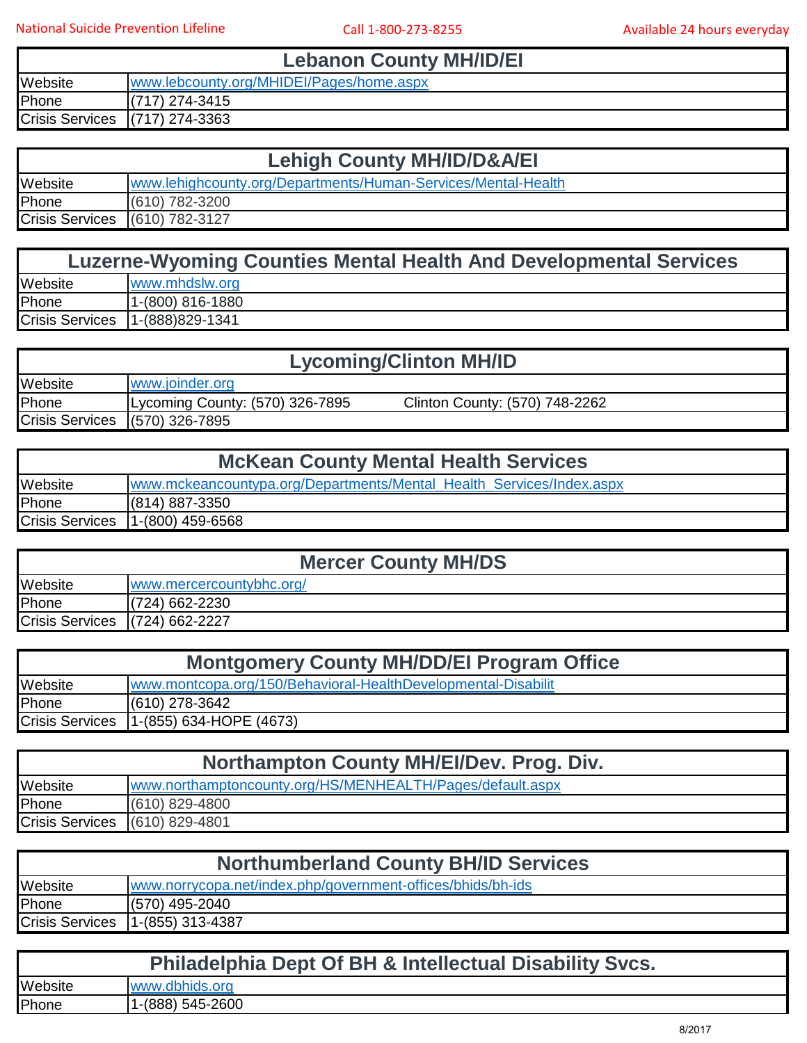National Suicide Prevention Lifeline | Call 1-800-273-8255 | Available 24 hours everyday

| Lebanon County MH/ID/EI | |
|---|---|
| Website | www.lebcounty.org/MHIDEI/Pages/home.aspx |
| Phone | (717) 274-3415 |
| Crisis Services | (717) 274-3363 |

| Lehigh County MH/ID/D&A/EI | |
|---|---|
| Website | www.lehighcounty.org/Departments/Human-Services/Mental-Health |
| Phone | (610) 782-3200 |
| Crisis Services | (610) 782-3127 |

| Luzerne-Wyoming Counties Mental Health And Developmental Services | |
|---|---|
| Website | www.mhdslw.org |
| Phone | 1-(800) 816-1880 |
| Crisis Services | 1-(888)829-1341 |

| Lycoming/Clinton MH/ID | |
|---|---|
| Website | www.joinder.org |
| Phone | Lycoming County: (570) 326-7895     Clinton County: (570) 748-2262 |
| Crisis Services | (570) 326-7895 |

| McKean County Mental Health Services | |
|---|---|
| Website | www.mckeancountypa.org/Departments/Mental_Health_Services/Index.aspx |
| Phone | (814) 887-3350 |
| Crisis Services | 1-(800) 459-6568 |

| Mercer County MH/DS | |
|---|---|
| Website | www.mercercountybhc.org/ |
| Phone | (724) 662-2230 |
| Crisis Services | (724) 662-2227 |

| Montgomery County MH/DD/EI Program Office | |
|---|---|
| Website | www.montcopa.org/150/Behavioral-HealthDevelopmental-Disabilit |
| Phone | (610) 278-3642 |
| Crisis Services | 1-(855) 634-HOPE (4673) |

| Northampton County MH/EI/Dev. Prog. Div. | |
|---|---|
| Website | www.northamptoncounty.org/HS/MENHEALTH/Pages/default.aspx |
| Phone | (610) 829-4800 |
| Crisis Services | (610) 829-4801 |

| Northumberland County BH/ID Services | |
|---|---|
| Website | www.norrycopa.net/index.php/government-offices/bhids/bh-ids |
| Phone | (570) 495-2040 |
| Crisis Services | 1-(855) 313-4387 |

| Philadelphia Dept Of BH & Intellectual Disability Svcs. | |
|---|---|
| Website | www.dbhids.org |
| Phone | 1-(888) 545-2600 |

8/2017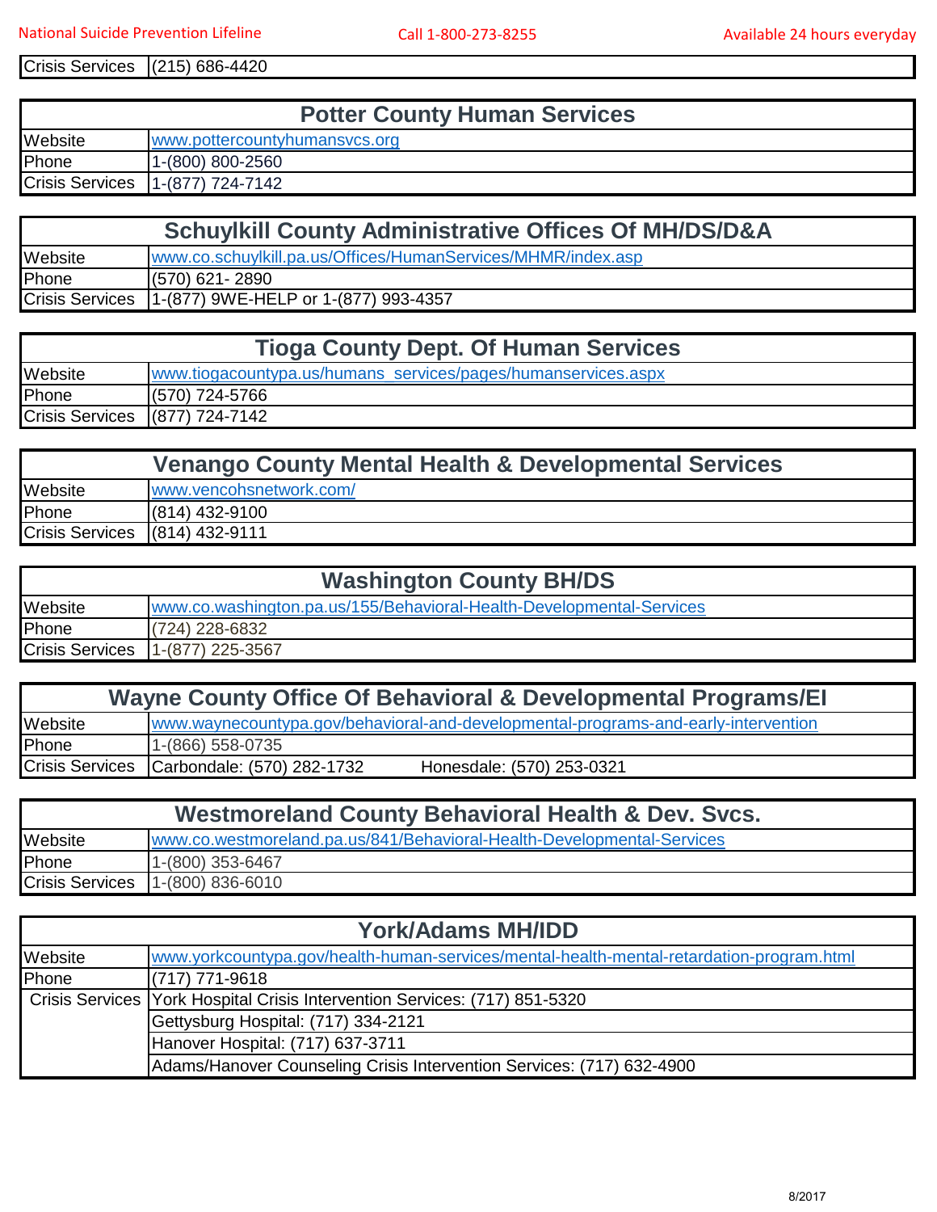| | |
|---|---|
| Crisis Services | (215) 686-4420 |

## Potter County Human Services

| | |
|---|---|
| Website | www.pottercountyhumansvcs.org |
| Phone | 1-(800) 800-2560 |
| Crisis Services | 1-(877) 724-7142 |

## Schuylkill County Administrative Offices Of MH/DS/D&A

| | |
|---|---|
| Website | www.co.schuylkill.pa.us/Offices/HumanServices/MHMR/index.asp |
| Phone | (570) 621- 2890 |
| Crisis Services | 1-(877) 9WE-HELP or 1-(877) 993-4357 |

## Tioga County Dept. Of Human Services

| | |
|---|---|
| Website | www.tiogacountypa.us/humans_services/pages/humanservices.aspx |
| Phone | (570) 724-5766 |
| Crisis Services | (877) 724-7142 |

## Venango County Mental Health & Developmental Services

| | |
|---|---|
| Website | www.vencohsnetwork.com/ |
| Phone | (814) 432-9100 |
| Crisis Services | (814) 432-9111 |

## Washington County BH/DS

| | |
|---|---|
| Website | www.co.washington.pa.us/155/Behavioral-Health-Developmental-Services |
| Phone | (724) 228-6832 |
| Crisis Services | 1-(877) 225-3567 |

## Wayne County Office Of Behavioral & Developmental Programs/EI

| | |
|---|---|
| Website | www.waynecountypa.gov/behavioral-and-developmental-programs-and-early-intervention |
| Phone | 1-(866) 558-0735 |
| Crisis Services | Carbondale: (570) 282-1732 Honesdale: (570) 253-0321 |

## Westmoreland County Behavioral Health & Dev. Svcs.

| | |
|---|---|
| Website | www.co.westmoreland.pa.us/841/Behavioral-Health-Developmental-Services |
| Phone | 1-(800) 353-6467 |
| Crisis Services | 1-(800) 836-6010 |

## York/Adams MH/IDD

| | |
|---|---|
| Website | www.yorkcountypa.gov/health-human-services/mental-health-mental-retardation-program.html |
| Phone | (717) 771-9618 |
| Crisis Services | York Hospital Crisis Intervention Services: (717) 851-5320 |
| | Gettysburg Hospital: (717) 334-2121 |
| | Hanover Hospital: (717) 637-3711 |
| | Adams/Hanover Counseling Crisis Intervention Services: (717) 632-4900 |

8/2017